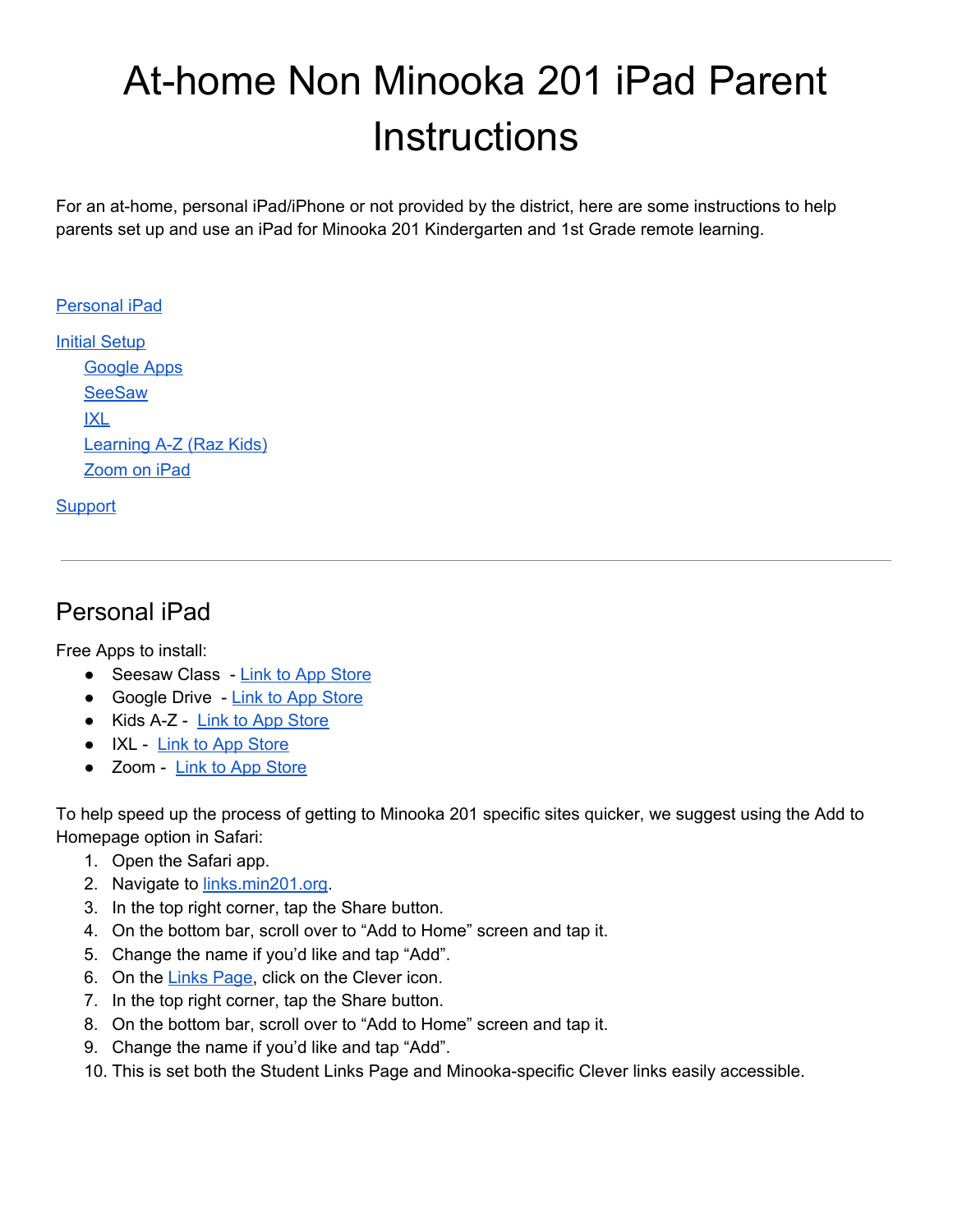# At-home Non Minooka 201 iPad Parent Instructions

For an at-home, personal iPad/iPhone or not provided by the district, here are some instructions to help parents set up and use an iPad for Minooka 201 Kindergarten and 1st Grade remote learning.

[Personal iPad](#personal-ipad)

[Initial Setup](#initial-setup)
- [Google Apps](#google-apps)
- [SeeSaw](#seesaw)
- [IXL](#ixl)
- [Learning A-Z (Raz Kids)](#learning-a-z-raz-kids)
- [Zoom on iPad](#zoom-on-ipad)

[Support](#support)

---

## Personal iPad

Free Apps to install:
- Seesaw Class - Link to App Store
- Google Drive - Link to App Store
- Kids A-Z - Link to App Store
- IXL - Link to App Store
- Zoom - Link to App Store

To help speed up the process of getting to Minooka 201 specific sites quicker, we suggest using the Add to Homepage option in Safari:
1. Open the Safari app.
2. Navigate to links.min201.org.
3. In the top right corner, tap the Share button.
4. On the bottom bar, scroll over to “Add to Home” screen and tap it.
5. Change the name if you’d like and tap “Add”.
6. On the Links Page, click on the Clever icon.
7. In the top right corner, tap the Share button.
8. On the bottom bar, scroll over to “Add to Home” screen and tap it.
9. Change the name if you’d like and tap “Add”.
10. This is set both the Student Links Page and Minooka-specific Clever links easily accessible.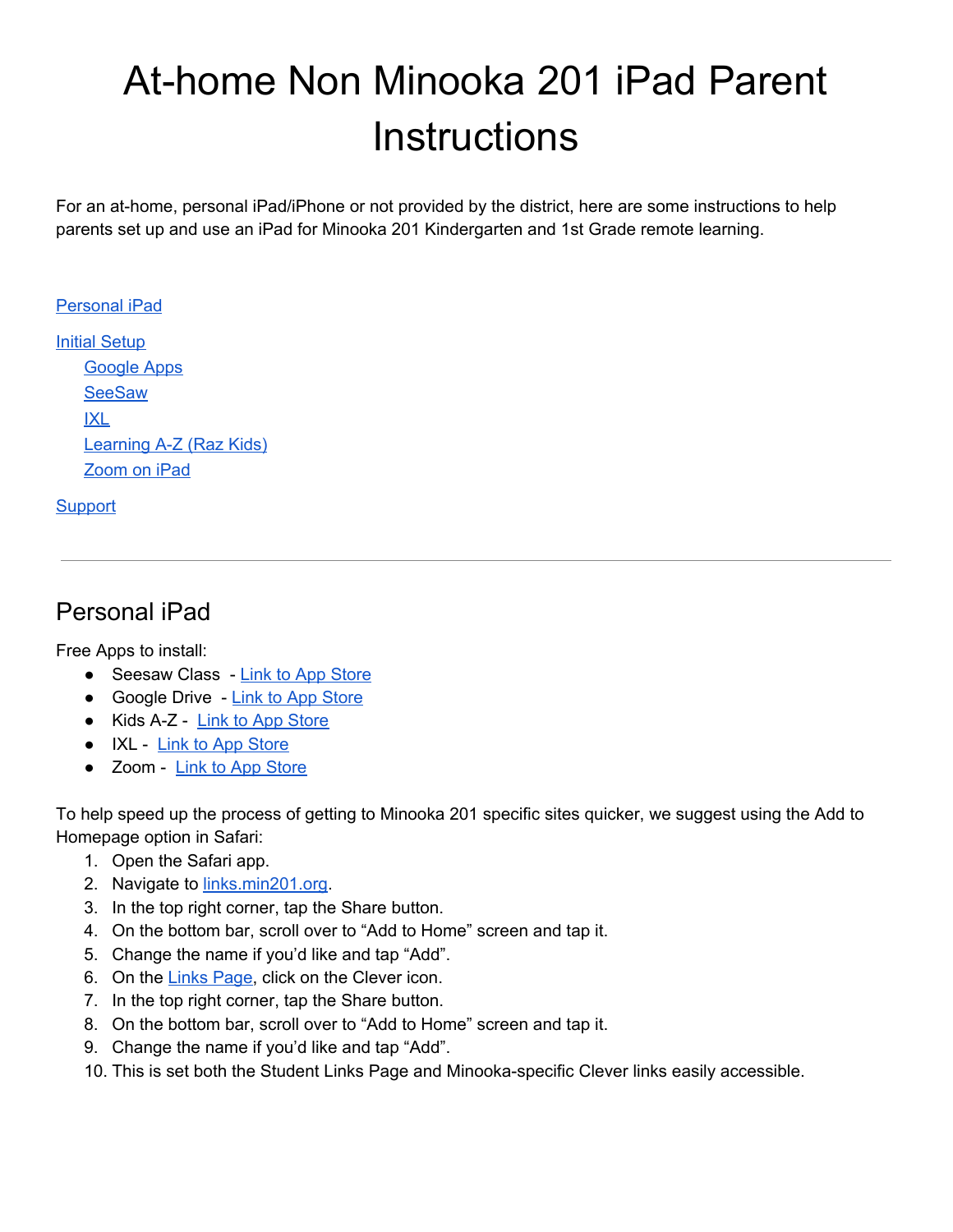# At-home Non Minooka 201 iPad Parent Instructions

For an at-home, personal iPad/iPhone or not provided by the district, here are some instructions to help parents set up and use an iPad for Minooka 201 Kindergarten and 1st Grade remote learning.

[Personal iPad](#personal-ipad)

[Initial Setup](#initial-setup)
- [Google Apps](#google-apps)
- [SeeSaw](#seesaw)
- [IXL](#ixl)
- [Learning A-Z (Raz Kids)](#learning-a-z-raz-kids)
- [Zoom on iPad](#zoom-on-ipad)

[Support](#support)

---

## Personal iPad

Free Apps to install:

- Seesaw Class - [Link to App Store]()
- Google Drive - [Link to App Store]()
- Kids A-Z - [Link to App Store]()
- IXL - [Link to App Store]()
- Zoom - [Link to App Store]()

To help speed up the process of getting to Minooka 201 specific sites quicker, we suggest using the Add to Homepage option in Safari:

1. Open the Safari app.
2. Navigate to [links.min201.org](links.min201.org).
3. In the top right corner, tap the Share button.
4. On the bottom bar, scroll over to “Add to Home” screen and tap it.
5. Change the name if you’d like and tap “Add”.
6. On the [Links Page](), click on the Clever icon.
7. In the top right corner, tap the Share button.
8. On the bottom bar, scroll over to “Add to Home” screen and tap it.
9. Change the name if you’d like and tap “Add”.
10. This is set both the Student Links Page and Minooka-specific Clever links easily accessible.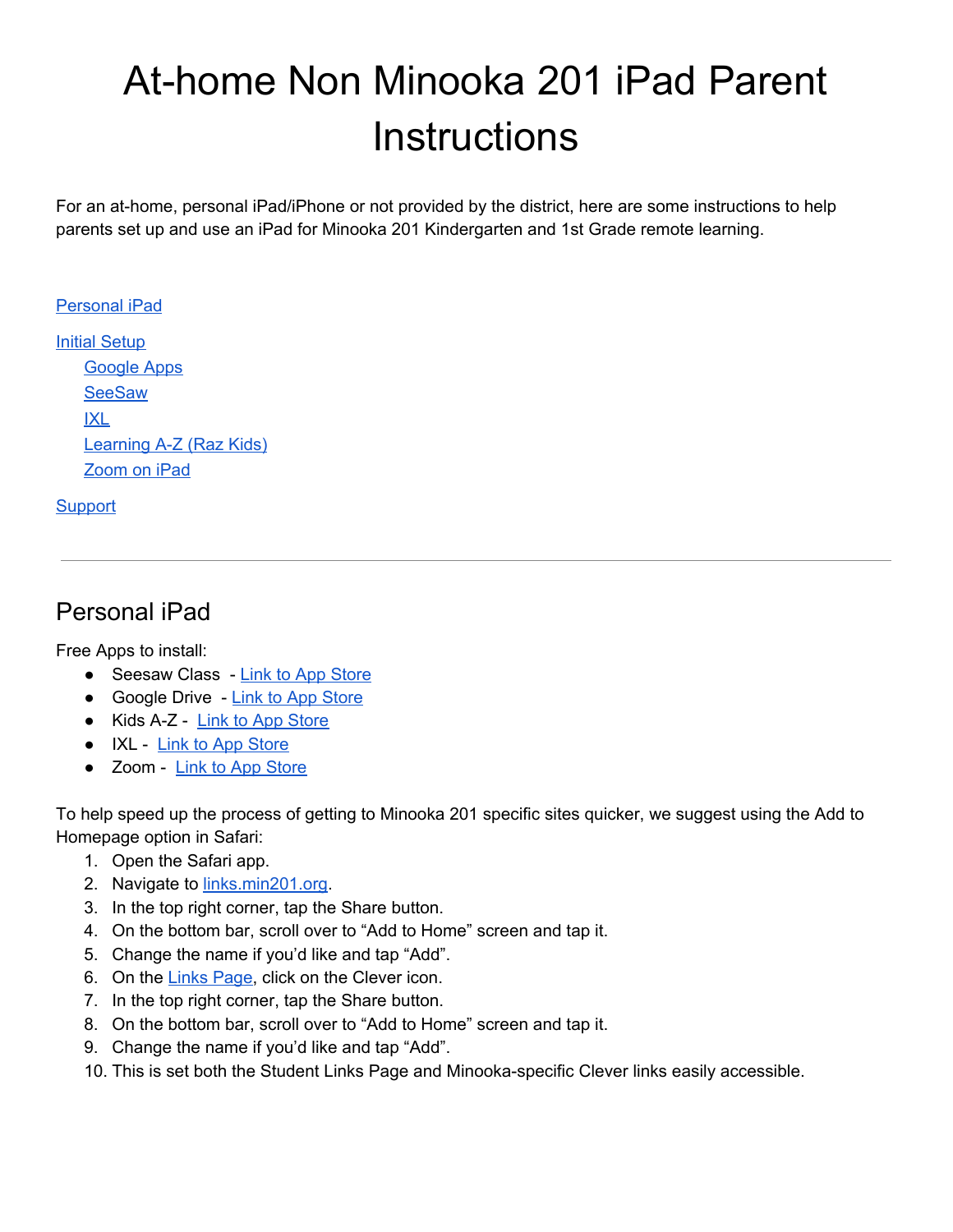# At-home Non Minooka 201 iPad Parent Instructions

For an at-home, personal iPad/iPhone or not provided by the district, here are some instructions to help parents set up and use an iPad for Minooka 201 Kindergarten and 1st Grade remote learning.

[Personal iPad](#personal-ipad)

[Initial Setup](#initial-setup)
- [Google Apps](#google-apps)
- [SeeSaw](#seesaw)
- [IXL](#ixl)
- [Learning A-Z (Raz Kids)](#learning-a-z-raz-kids)
- [Zoom on iPad](#zoom-on-ipad)

[Support](#support)

---

## Personal iPad

Free Apps to install:

- Seesaw Class - [Link to App Store]()
- Google Drive - [Link to App Store]()
- Kids A-Z - [Link to App Store]()
- IXL - [Link to App Store]()
- Zoom - [Link to App Store]()

To help speed up the process of getting to Minooka 201 specific sites quicker, we suggest using the Add to Homepage option in Safari:

1. Open the Safari app.
2. Navigate to [links.min201.org](links.min201.org).
3. In the top right corner, tap the Share button.
4. On the bottom bar, scroll over to "Add to Home" screen and tap it.
5. Change the name if you'd like and tap "Add".
6. On the [Links Page](), click on the Clever icon.
7. In the top right corner, tap the Share button.
8. On the bottom bar, scroll over to "Add to Home" screen and tap it.
9. Change the name if you'd like and tap "Add".
10. This is set both the Student Links Page and Minooka-specific Clever links easily accessible.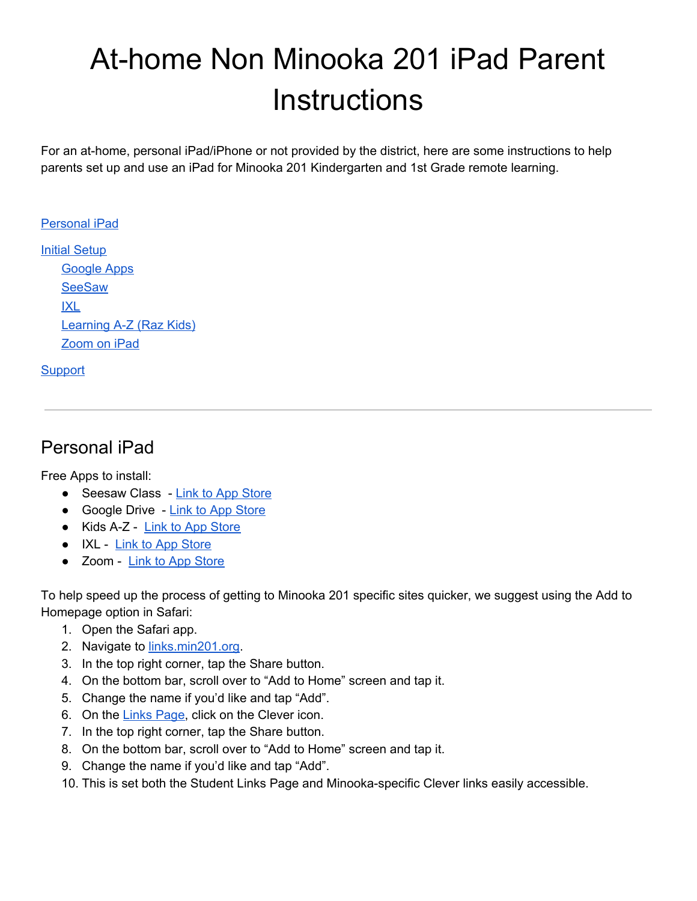# At-home Non Minooka 201 iPad Parent Instructions

For an at-home, personal iPad/iPhone or not provided by the district, here are some instructions to help parents set up and use an iPad for Minooka 201 Kindergarten and 1st Grade remote learning.

[Personal iPad](#personal-ipad)

[Initial Setup](#initial-setup)

- [Google Apps](#google-apps)
- [SeeSaw](#seesaw)
- [IXL](#ixl)
- [Learning A-Z (Raz Kids)](#learning-a-z-raz-kids)
- [Zoom on iPad](#zoom-on-ipad)

[Support](#support)

---

## Personal iPad

Free Apps to install:

- Seesaw Class - [Link to App Store]()
- Google Drive - [Link to App Store]()
- Kids A-Z - [Link to App Store]()
- IXL - [Link to App Store]()
- Zoom - [Link to App Store]()

To help speed up the process of getting to Minooka 201 specific sites quicker, we suggest using the Add to Homepage option in Safari:

1. Open the Safari app.
2. Navigate to [links.min201.org]().
3. In the top right corner, tap the Share button.
4. On the bottom bar, scroll over to "Add to Home" screen and tap it.
5. Change the name if you'd like and tap "Add".
6. On the [Links Page](), click on the Clever icon.
7. In the top right corner, tap the Share button.
8. On the bottom bar, scroll over to "Add to Home" screen and tap it.
9. Change the name if you'd like and tap "Add".
10. This is set both the Student Links Page and Minooka-specific Clever links easily accessible.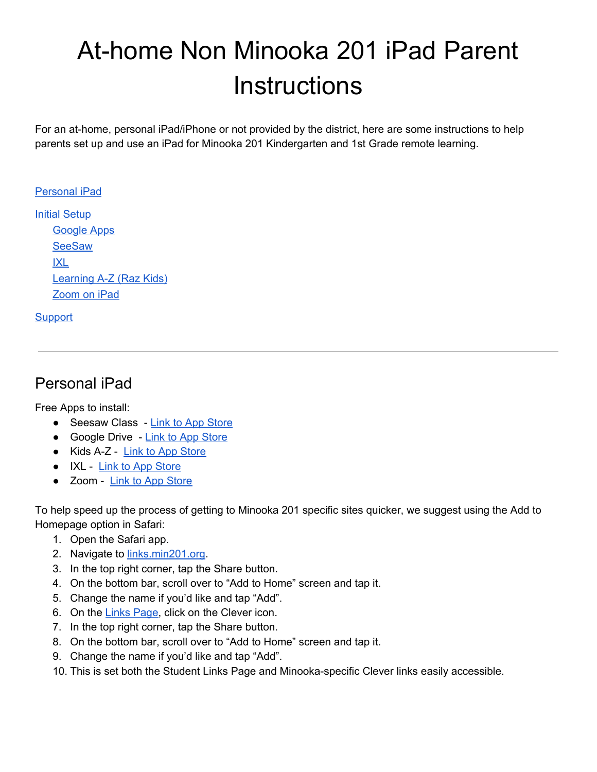# At-home Non Minooka 201 iPad Parent Instructions

For an at-home, personal iPad/iPhone or not provided by the district, here are some instructions to help parents set up and use an iPad for Minooka 201 Kindergarten and 1st Grade remote learning.

Personal iPad

Initial Setup

- Google Apps
- SeeSaw
- IXL
- Learning A-Z (Raz Kids)
- Zoom on iPad

Support

---

## Personal iPad

Free Apps to install:

- Seesaw Class - Link to App Store
- Google Drive - Link to App Store
- Kids A-Z - Link to App Store
- IXL - Link to App Store
- Zoom - Link to App Store

To help speed up the process of getting to Minooka 201 specific sites quicker, we suggest using the Add to Homepage option in Safari:

1. Open the Safari app.
2. Navigate to links.min201.org.
3. In the top right corner, tap the Share button.
4. On the bottom bar, scroll over to "Add to Home" screen and tap it.
5. Change the name if you'd like and tap "Add".
6. On the Links Page, click on the Clever icon.
7. In the top right corner, tap the Share button.
8. On the bottom bar, scroll over to "Add to Home" screen and tap it.
9. Change the name if you'd like and tap "Add".
10. This is set both the Student Links Page and Minooka-specific Clever links easily accessible.